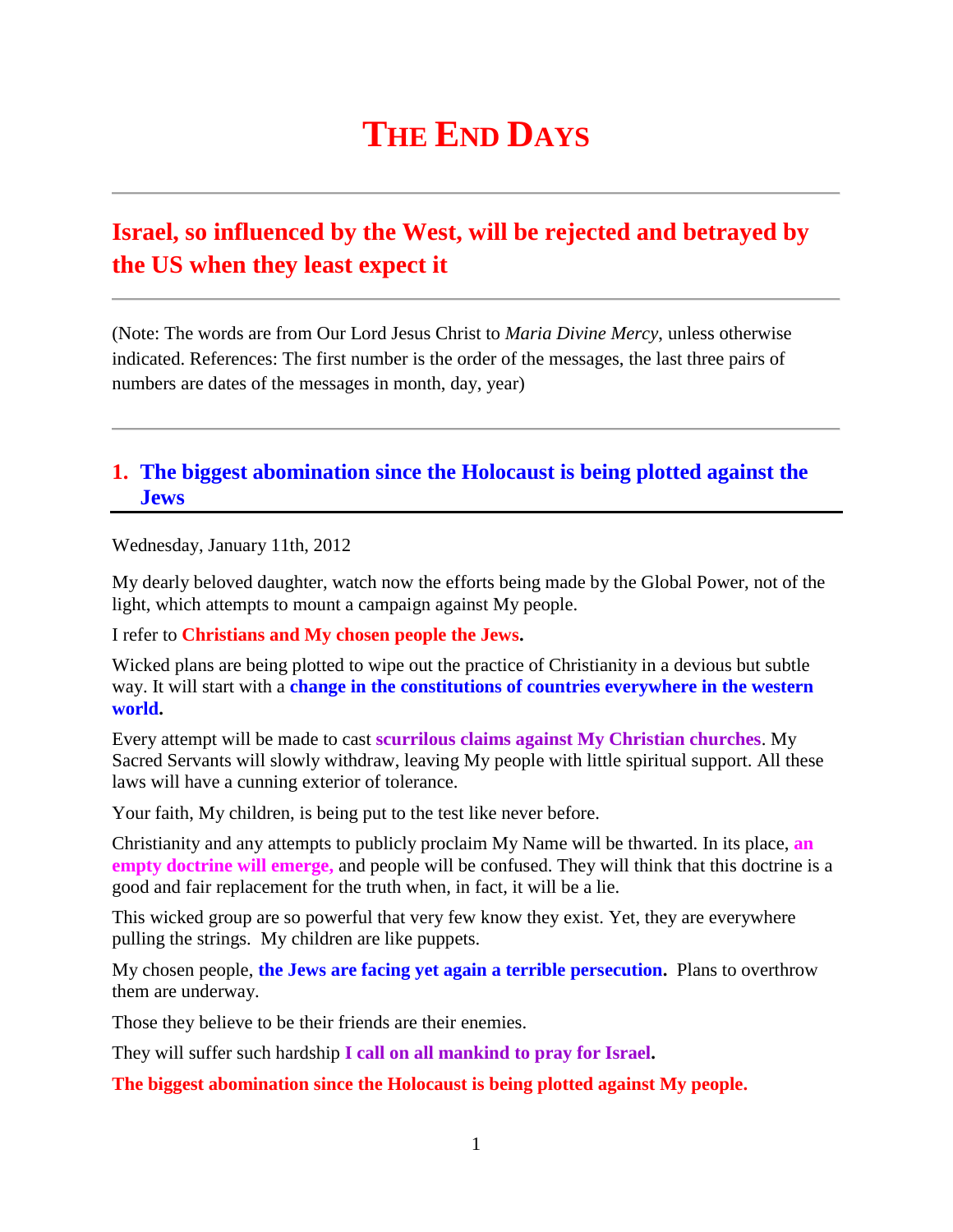# THE END DAYS

---

## Israel, so influenced by the West, will be rejected and betrayed by the US when they least expect it

---

(Note: The words are from Our Lord Jesus Christ to *Maria Divine Mercy*, unless otherwise indicated. References: The first number is the order of the messages, the last three pairs of numbers are dates of the messages in month, day, year)

---

### 1. The biggest abomination since the Holocaust is being plotted against the Jews

Wednesday, January 11th, 2012

My dearly beloved daughter, watch now the efforts being made by the Global Power, not of the light, which attempts to mount a campaign against My people.

I refer to **Christians and My chosen people the Jews.**

Wicked plans are being plotted to wipe out the practice of Christianity in a devious but subtle way. It will start with a **change in the constitutions of countries everywhere in the western world.**

Every attempt will be made to cast **scurrilous claims against My Christian churches**. My Sacred Servants will slowly withdraw, leaving My people with little spiritual support. All these laws will have a cunning exterior of tolerance.

Your faith, My children, is being put to the test like never before.

Christianity and any attempts to publicly proclaim My Name will be thwarted. In its place, **an empty doctrine will emerge,** and people will be confused. They will think that this doctrine is a good and fair replacement for the truth when, in fact, it will be a lie.

This wicked group are so powerful that very few know they exist. Yet, they are everywhere pulling the strings. My children are like puppets.

My chosen people, **the Jews are facing yet again a terrible persecution.** Plans to overthrow them are underway.

Those they believe to be their friends are their enemies.

They will suffer such hardship **I call on all mankind to pray for Israel.**

**The biggest abomination since the Holocaust is being plotted against My people.**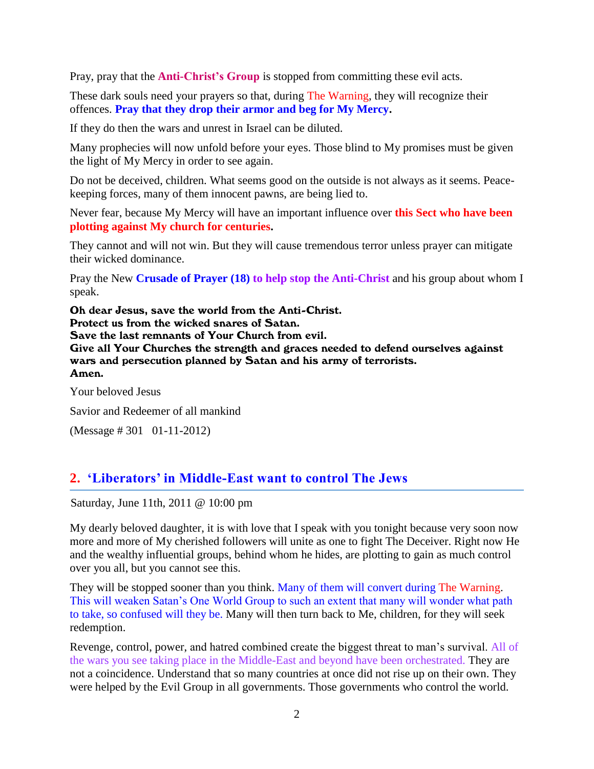Pray, pray that the **Anti-Christ's Group** is stopped from committing these evil acts.

These dark souls need your prayers so that, during The Warning, they will recognize their offences. **Pray that they drop their armor and beg for My Mercy.**

If they do then the wars and unrest in Israel can be diluted.

Many prophecies will now unfold before your eyes. Those blind to My promises must be given the light of My Mercy in order to see again.

Do not be deceived, children. What seems good on the outside is not always as it seems. Peace-keeping forces, many of them innocent pawns, are being lied to.

Never fear, because My Mercy will have an important influence over **this Sect who have been plotting against My church for centuries.**

They cannot and will not win. But they will cause tremendous terror unless prayer can mitigate their wicked dominance.

Pray the New **Crusade of Prayer (18)** **to help stop the Anti-Christ** and his group about whom I speak.

**Oh dear Jesus, save the world from the Anti-Christ.**
**Protect us from the wicked snares of Satan.**
**Save the last remnants of Your Church from evil.**
**Give all Your Churches the strength and graces needed to defend ourselves against wars and persecution planned by Satan and his army of terrorists.**
**Amen.**

Your beloved Jesus

Savior and Redeemer of all mankind

(Message # 301   01-11-2012)

## 2. 'Liberators' in Middle-East want to control The Jews

Saturday, June 11th, 2011 @ 10:00 pm

My dearly beloved daughter, it is with love that I speak with you tonight because very soon now more and more of My cherished followers will unite as one to fight The Deceiver. Right now He and the wealthy influential groups, behind whom he hides, are plotting to gain as much control over you all, but you cannot see this.

They will be stopped sooner than you think. Many of them will convert during The Warning. This will weaken Satan's One World Group to such an extent that many will wonder what path to take, so confused will they be. Many will then turn back to Me, children, for they will seek redemption.

Revenge, control, power, and hatred combined create the biggest threat to man's survival. All of the wars you see taking place in the Middle-East and beyond have been orchestrated. They are not a coincidence. Understand that so many countries at once did not rise up on their own. They were helped by the Evil Group in all governments. Those governments who control the world.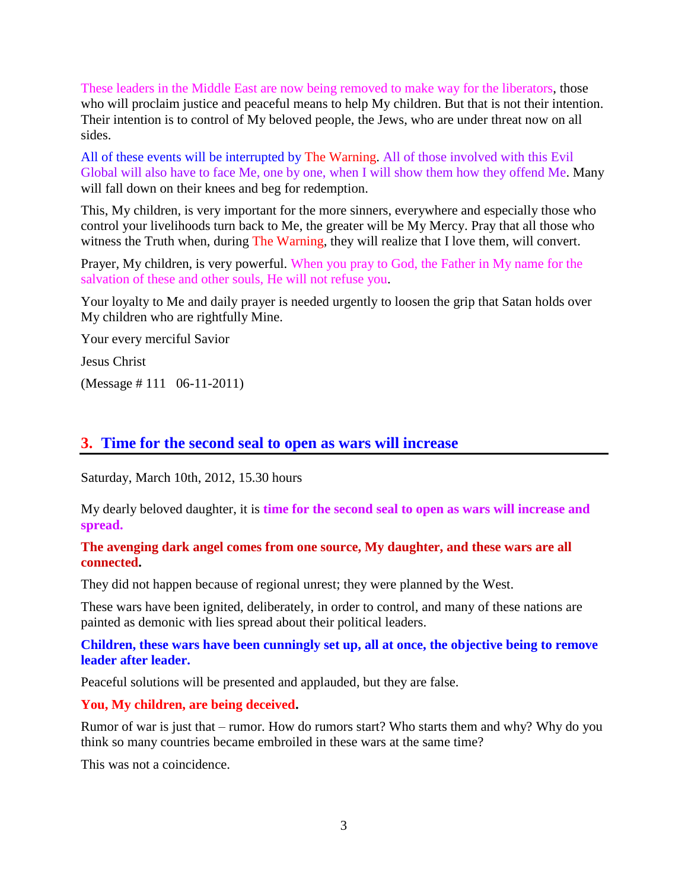These leaders in the Middle East are now being removed to make way for the liberators, those who will proclaim justice and peaceful means to help My children. But that is not their intention. Their intention is to control of My beloved people, the Jews, who are under threat now on all sides.

All of these events will be interrupted by The Warning. All of those involved with this Evil Global will also have to face Me, one by one, when I will show them how they offend Me. Many will fall down on their knees and beg for redemption.

This, My children, is very important for the more sinners, everywhere and especially those who control your livelihoods turn back to Me, the greater will be My Mercy. Pray that all those who witness the Truth when, during The Warning, they will realize that I love them, will convert.

Prayer, My children, is very powerful. When you pray to God, the Father in My name for the salvation of these and other souls, He will not refuse you.

Your loyalty to Me and daily prayer is needed urgently to loosen the grip that Satan holds over My children who are rightfully Mine.

Your every merciful Savior

Jesus Christ

(Message # 111   06-11-2011)

## 3. Time for the second seal to open as wars will increase

Saturday, March 10th, 2012, 15.30 hours

My dearly beloved daughter, it is **time for the second seal to open as wars will increase and spread.**

**The avenging dark angel comes from one source, My daughter, and these wars are all connected.**

They did not happen because of regional unrest; they were planned by the West.

These wars have been ignited, deliberately, in order to control, and many of these nations are painted as demonic with lies spread about their political leaders.

**Children, these wars have been cunningly set up, all at once, the objective being to remove leader after leader.**

Peaceful solutions will be presented and applauded, but they are false.

**You, My children, are being deceived.**

Rumor of war is just that – rumor. How do rumors start? Who starts them and why? Why do you think so many countries became embroiled in these wars at the same time?

This was not a coincidence.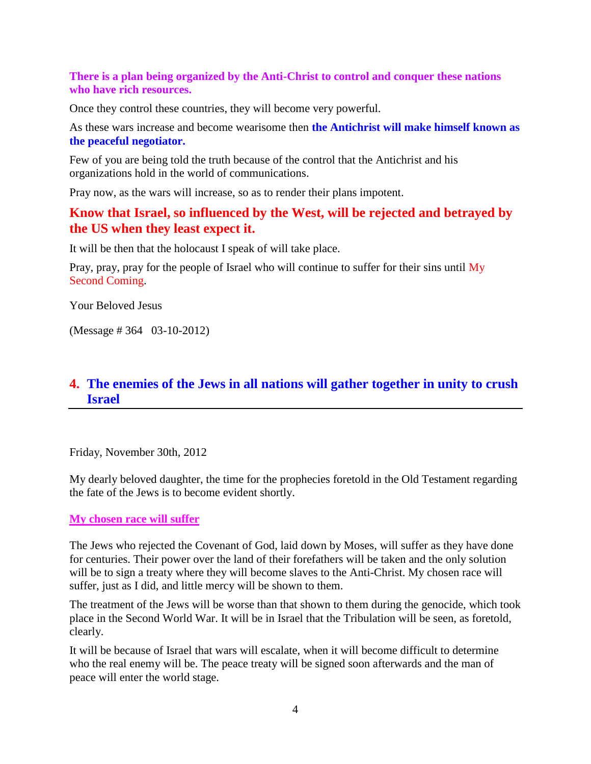**There is a plan being organized by the Anti-Christ to control and conquer these nations who have rich resources.**

Once they control these countries, they will become very powerful.

As these wars increase and become wearisome then **the Antichrist will make himself known as the peaceful negotiator.**

Few of you are being told the truth because of the control that the Antichrist and his organizations hold in the world of communications.

Pray now, as the wars will increase, so as to render their plans impotent.

**Know that Israel, so influenced by the West, will be rejected and betrayed by the US when they least expect it.**

It will be then that the holocaust I speak of will take place.

Pray, pray, pray for the people of Israel who will continue to suffer for their sins until My Second Coming.

Your Beloved Jesus

(Message # 364 03-10-2012)

## 4. The enemies of the Jews in all nations will gather together in unity to crush Israel

Friday, November 30th, 2012

My dearly beloved daughter, the time for the prophecies foretold in the Old Testament regarding the fate of the Jews is to become evident shortly.

**My chosen race will suffer**

The Jews who rejected the Covenant of God, laid down by Moses, will suffer as they have done for centuries. Their power over the land of their forefathers will be taken and the only solution will be to sign a treaty where they will become slaves to the Anti-Christ. My chosen race will suffer, just as I did, and little mercy will be shown to them.

The treatment of the Jews will be worse than that shown to them during the genocide, which took place in the Second World War. It will be in Israel that the Tribulation will be seen, as foretold, clearly.

It will be because of Israel that wars will escalate, when it will become difficult to determine who the real enemy will be. The peace treaty will be signed soon afterwards and the man of peace will enter the world stage.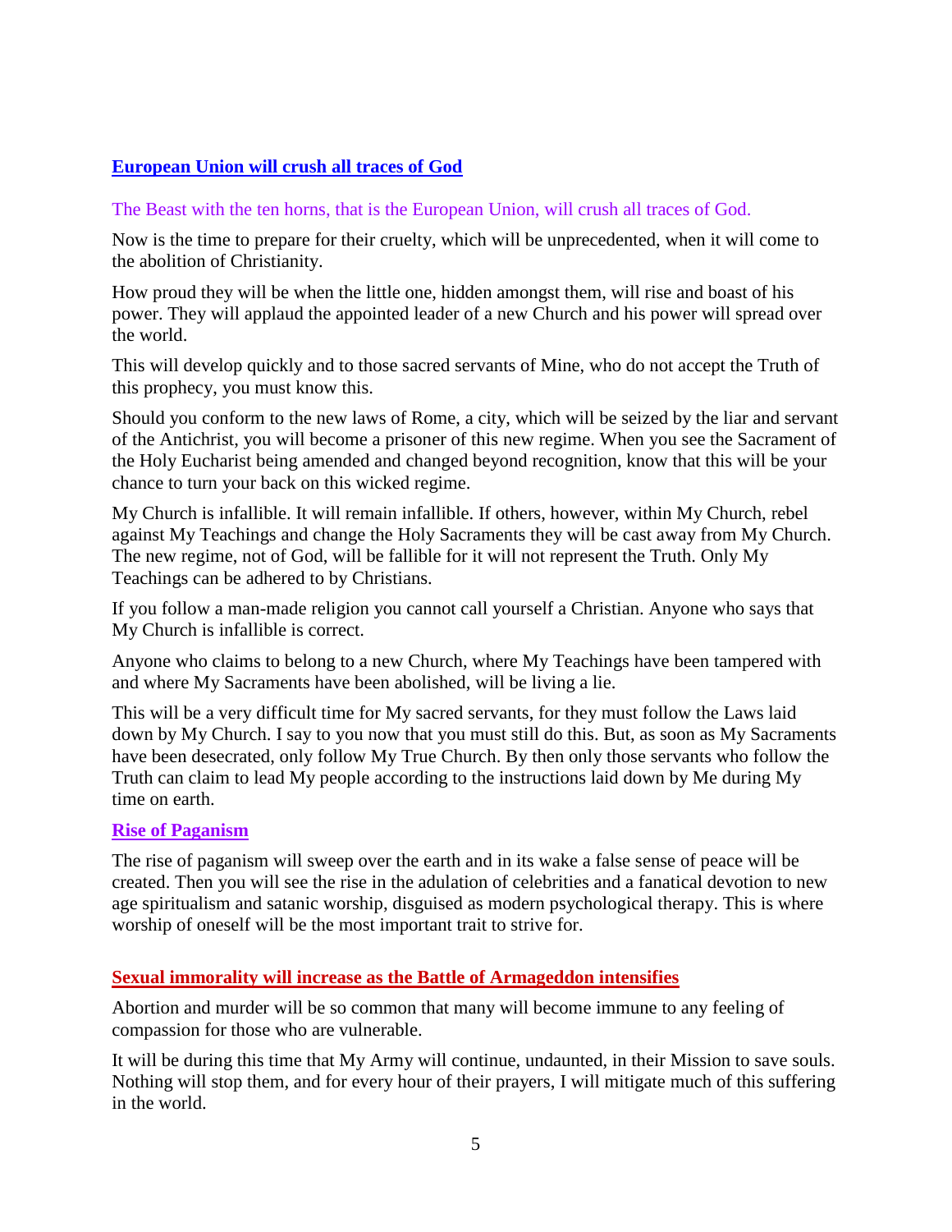## [European Union will crush all traces of God]

The Beast with the ten horns, that is the European Union, will crush all traces of God.

Now is the time to prepare for their cruelty, which will be unprecedented, when it will come to the abolition of Christianity.

How proud they will be when the little one, hidden amongst them, will rise and boast of his power. They will applaud the appointed leader of a new Church and his power will spread over the world.

This will develop quickly and to those sacred servants of Mine, who do not accept the Truth of this prophecy, you must know this.

Should you conform to the new laws of Rome, a city, which will be seized by the liar and servant of the Antichrist, you will become a prisoner of this new regime. When you see the Sacrament of the Holy Eucharist being amended and changed beyond recognition, know that this will be your chance to turn your back on this wicked regime.

My Church is infallible. It will remain infallible. If others, however, within My Church, rebel against My Teachings and change the Holy Sacraments they will be cast away from My Church. The new regime, not of God, will be fallible for it will not represent the Truth. Only My Teachings can be adhered to by Christians.

If you follow a man-made religion you cannot call yourself a Christian. Anyone who says that My Church is infallible is correct.

Anyone who claims to belong to a new Church, where My Teachings have been tampered with and where My Sacraments have been abolished, will be living a lie.

This will be a very difficult time for My sacred servants, for they must follow the Laws laid down by My Church. I say to you now that you must still do this. But, as soon as My Sacraments have been desecrated, only follow My True Church. By then only those servants who follow the Truth can claim to lead My people according to the instructions laid down by Me during My time on earth.

### [Rise of Paganism]

The rise of paganism will sweep over the earth and in its wake a false sense of peace will be created. Then you will see the rise in the adulation of celebrities and a fanatical devotion to new age spiritualism and satanic worship, disguised as modern psychological therapy. This is where worship of oneself will be the most important trait to strive for.

### [Sexual immorality will increase as the Battle of Armageddon intensifies]

Abortion and murder will be so common that many will become immune to any feeling of compassion for those who are vulnerable.

It will be during this time that My Army will continue, undaunted, in their Mission to save souls. Nothing will stop them, and for every hour of their prayers, I will mitigate much of this suffering in the world.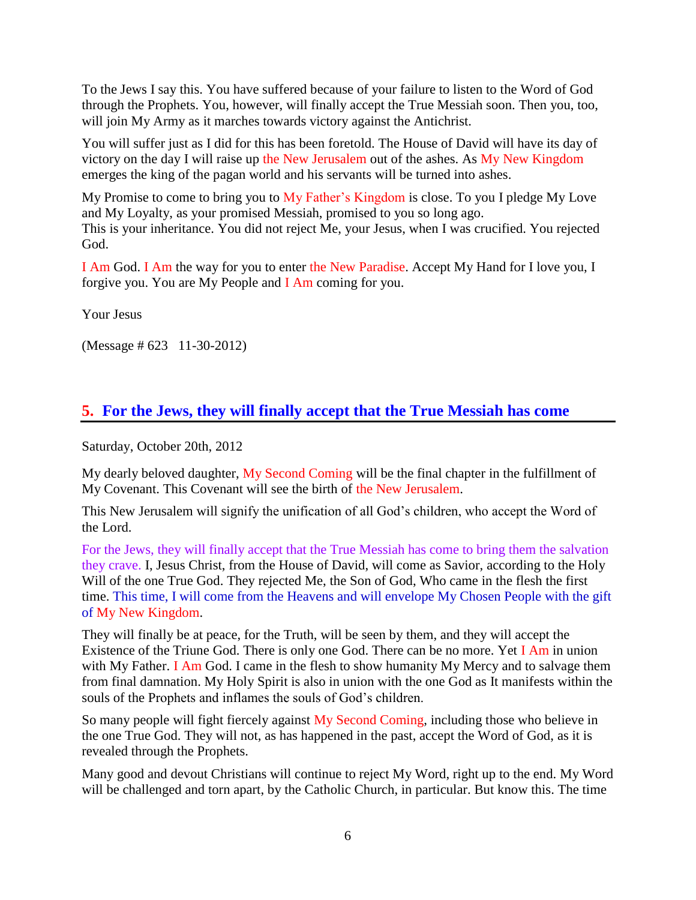To the Jews I say this. You have suffered because of your failure to listen to the Word of God through the Prophets. You, however, will finally accept the True Messiah soon. Then you, too, will join My Army as it marches towards victory against the Antichrist.

You will suffer just as I did for this has been foretold. The House of David will have its day of victory on the day I will raise up the New Jerusalem out of the ashes. As My New Kingdom emerges the king of the pagan world and his servants will be turned into ashes.

My Promise to come to bring you to My Father's Kingdom is close. To you I pledge My Love and My Loyalty, as your promised Messiah, promised to you so long ago.
This is your inheritance. You did not reject Me, your Jesus, when I was crucified. You rejected God.

I Am God. I Am the way for you to enter the New Paradise. Accept My Hand for I love you, I forgive you. You are My People and I Am coming for you.

Your Jesus

(Message # 623   11-30-2012)

## 5. For the Jews, they will finally accept that the True Messiah has come

Saturday, October 20th, 2012

My dearly beloved daughter, My Second Coming will be the final chapter in the fulfillment of My Covenant. This Covenant will see the birth of the New Jerusalem.

This New Jerusalem will signify the unification of all God's children, who accept the Word of the Lord.

For the Jews, they will finally accept that the True Messiah has come to bring them the salvation they crave. I, Jesus Christ, from the House of David, will come as Savior, according to the Holy Will of the one True God. They rejected Me, the Son of God, Who came in the flesh the first time. This time, I will come from the Heavens and will envelope My Chosen People with the gift of My New Kingdom.

They will finally be at peace, for the Truth, will be seen by them, and they will accept the Existence of the Triune God. There is only one God. There can be no more. Yet I Am in union with My Father. I Am God. I came in the flesh to show humanity My Mercy and to salvage them from final damnation. My Holy Spirit is also in union with the one God as It manifests within the souls of the Prophets and inflames the souls of God's children.

So many people will fight fiercely against My Second Coming, including those who believe in the one True God. They will not, as has happened in the past, accept the Word of God, as it is revealed through the Prophets.

Many good and devout Christians will continue to reject My Word, right up to the end. My Word will be challenged and torn apart, by the Catholic Church, in particular. But know this. The time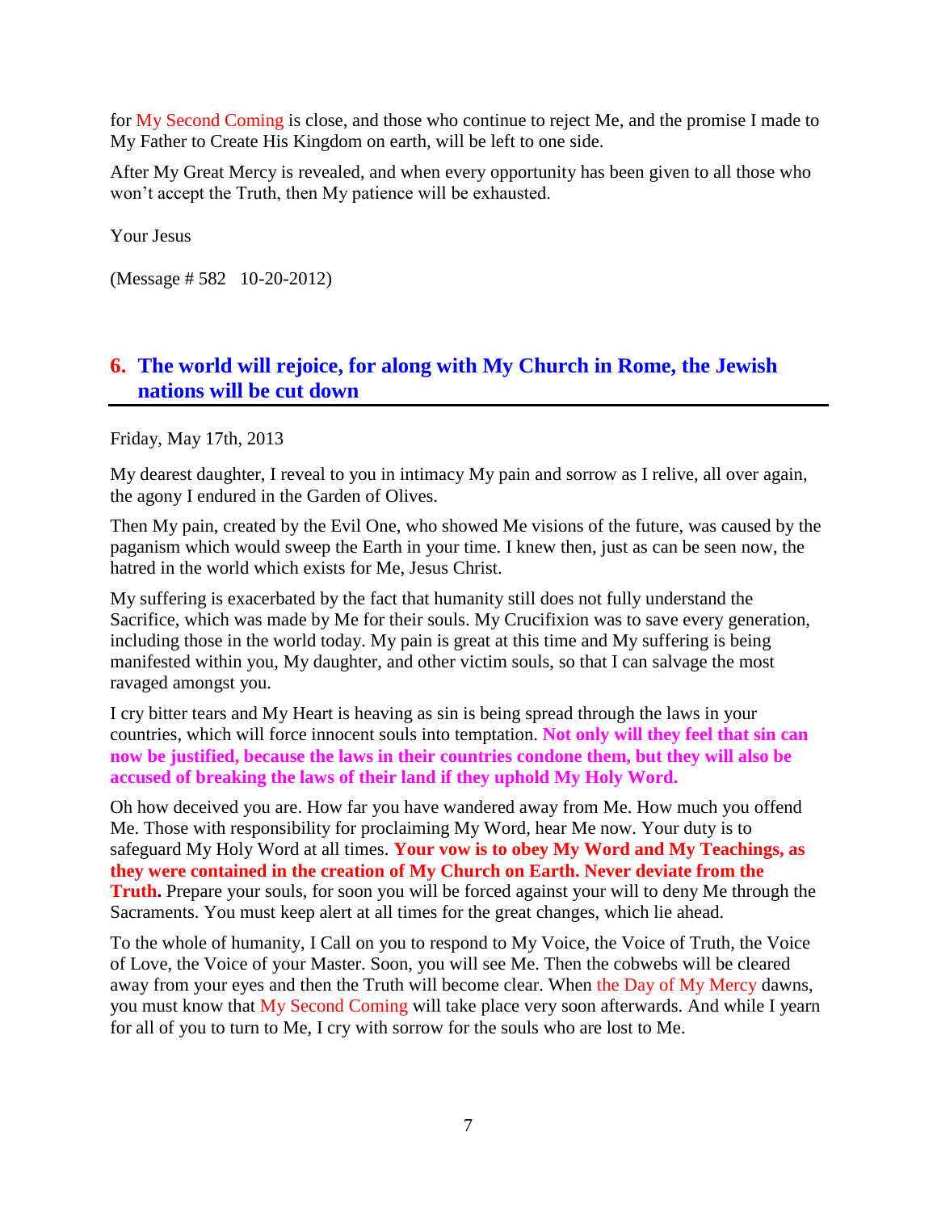for My Second Coming is close, and those who continue to reject Me, and the promise I made to My Father to Create His Kingdom on earth, will be left to one side.

After My Great Mercy is revealed, and when every opportunity has been given to all those who won't accept the Truth, then My patience will be exhausted.

Your Jesus

(Message # 582   10-20-2012)

## 6. The world will rejoice, for along with My Church in Rome, the Jewish nations will be cut down

Friday, May 17th, 2013

My dearest daughter, I reveal to you in intimacy My pain and sorrow as I relive, all over again, the agony I endured in the Garden of Olives.

Then My pain, created by the Evil One, who showed Me visions of the future, was caused by the paganism which would sweep the Earth in your time. I knew then, just as can be seen now, the hatred in the world which exists for Me, Jesus Christ.

My suffering is exacerbated by the fact that humanity still does not fully understand the Sacrifice, which was made by Me for their souls. My Crucifixion was to save every generation, including those in the world today. My pain is great at this time and My suffering is being manifested within you, My daughter, and other victim souls, so that I can salvage the most ravaged amongst you.

I cry bitter tears and My Heart is heaving as sin is being spread through the laws in your countries, which will force innocent souls into temptation. **Not only will they feel that sin can now be justified, because the laws in their countries condone them, but they will also be accused of breaking the laws of their land if they uphold My Holy Word.**

Oh how deceived you are. How far you have wandered away from Me. How much you offend Me. Those with responsibility for proclaiming My Word, hear Me now. Your duty is to safeguard My Holy Word at all times. **Your vow is to obey My Word and My Teachings, as they were contained in the creation of My Church on Earth. Never deviate from the Truth.** Prepare your souls, for soon you will be forced against your will to deny Me through the Sacraments. You must keep alert at all times for the great changes, which lie ahead.

To the whole of humanity, I Call on you to respond to My Voice, the Voice of Truth, the Voice of Love, the Voice of your Master. Soon, you will see Me. Then the cobwebs will be cleared away from your eyes and then the Truth will become clear. When the Day of My Mercy dawns, you must know that My Second Coming will take place very soon afterwards. And while I yearn for all of you to turn to Me, I cry with sorrow for the souls who are lost to Me.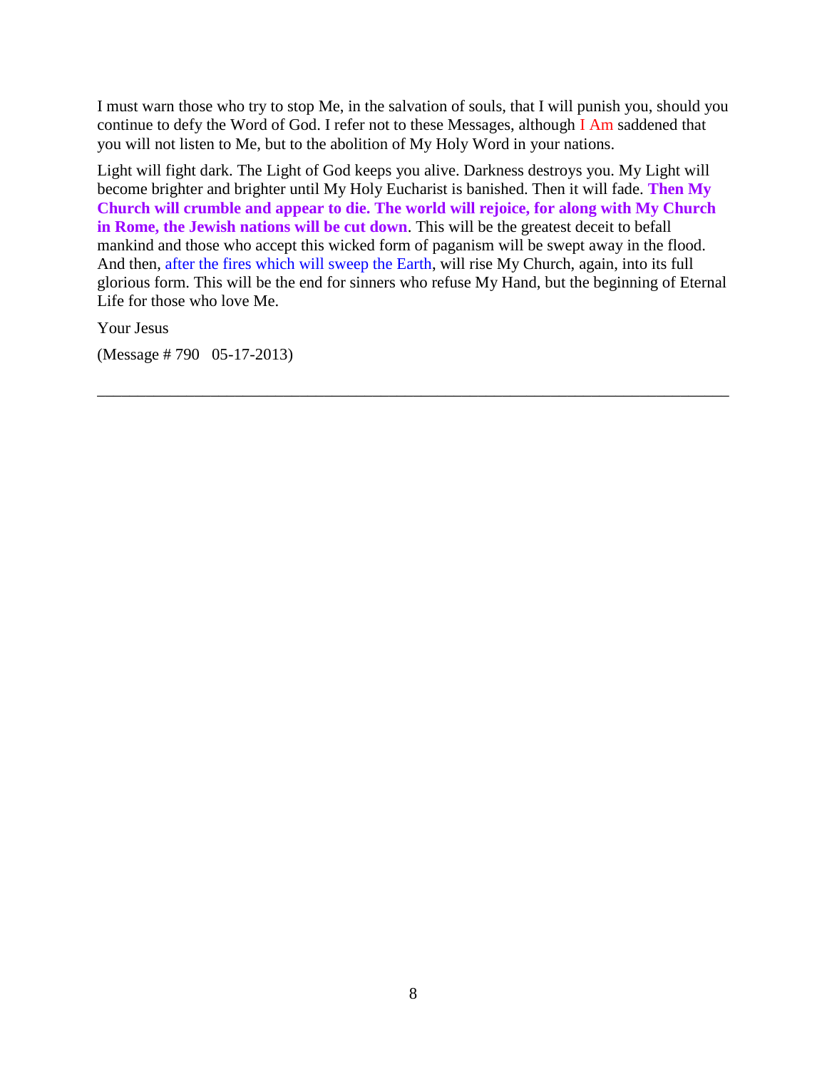I must warn those who try to stop Me, in the salvation of souls, that I will punish you, should you continue to defy the Word of God. I refer not to these Messages, although I Am saddened that you will not listen to Me, but to the abolition of My Holy Word in your nations.

Light will fight dark. The Light of God keeps you alive. Darkness destroys you. My Light will become brighter and brighter until My Holy Eucharist is banished. Then it will fade. **Then My Church will crumble and appear to die. The world will rejoice, for along with My Church in Rome, the Jewish nations will be cut down**. This will be the greatest deceit to befall mankind and those who accept this wicked form of paganism will be swept away in the flood. And then, after the fires which will sweep the Earth, will rise My Church, again, into its full glorious form. This will be the end for sinners who refuse My Hand, but the beginning of Eternal Life for those who love Me.

Your Jesus

(Message # 790   05-17-2013)

---